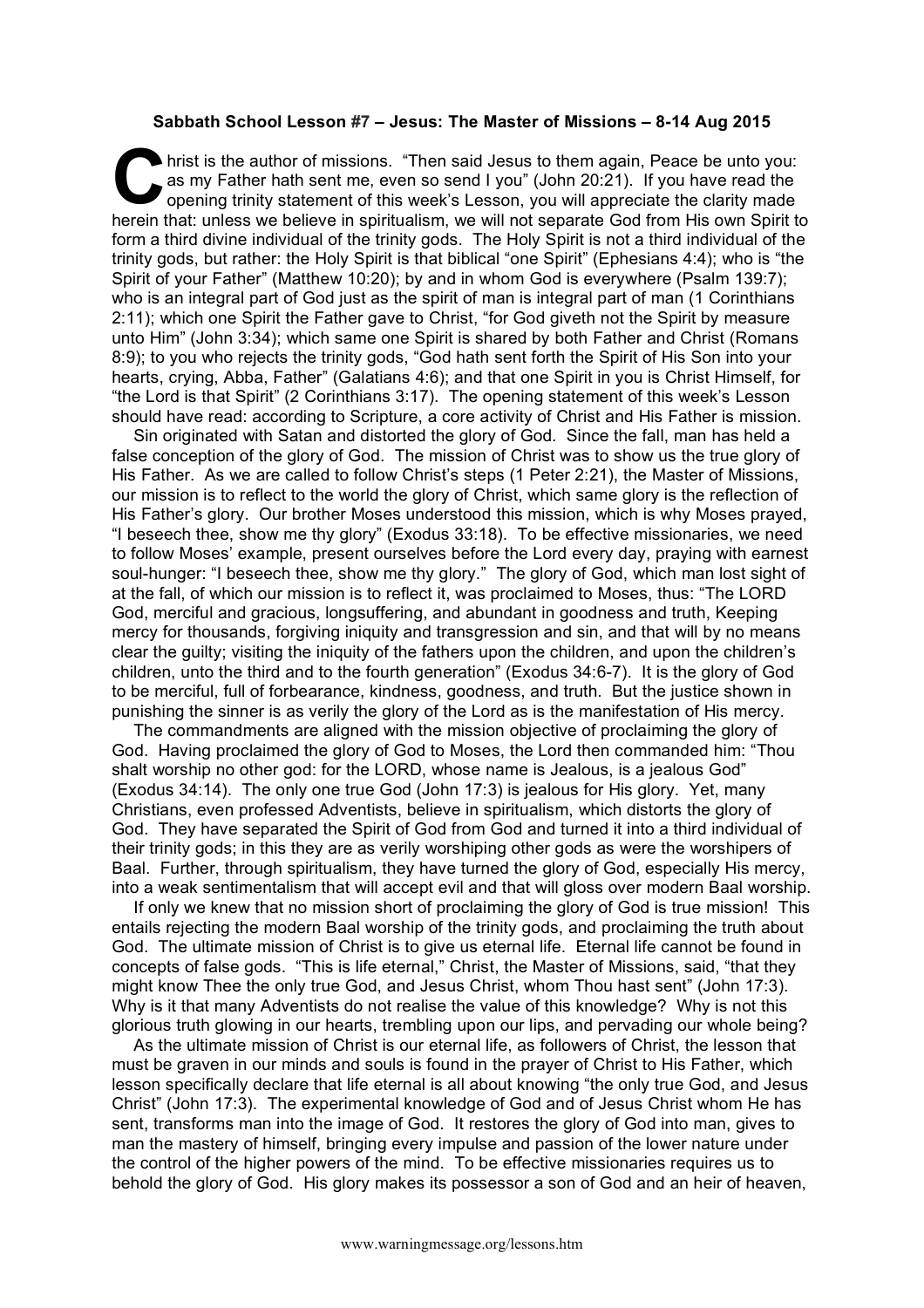**Sabbath School Lesson #7 – Jesus: The Master of Missions – 8-14 Aug 2015**

Christ is the author of missions. "Then said Jesus to them again, Peace be unto you: as my Father hath sent me, even so send I you" (John 20:21). If you have read the opening trinity statement of this week's Lesson, you will appreciate the clarity made herein that: unless we believe in spiritualism, we will not separate God from His own Spirit to form a third divine individual of the trinity gods. The Holy Spirit is not a third individual of the trinity gods, but rather: the Holy Spirit is that biblical "one Spirit" (Ephesians 4:4); who is "the Spirit of your Father" (Matthew 10:20); by and in whom God is everywhere (Psalm 139:7); who is an integral part of God just as the spirit of man is integral part of man (1 Corinthians 2:11); which one Spirit the Father gave to Christ, "for God giveth not the Spirit by measure unto Him" (John 3:34); which same one Spirit is shared by both Father and Christ (Romans 8:9); to you who rejects the trinity gods, "God hath sent forth the Spirit of His Son into your hearts, crying, Abba, Father" (Galatians 4:6); and that one Spirit in you is Christ Himself, for "the Lord is that Spirit" (2 Corinthians 3:17). The opening statement of this week's Lesson should have read: according to Scripture, a core activity of Christ and His Father is mission.

Sin originated with Satan and distorted the glory of God. Since the fall, man has held a false conception of the glory of God. The mission of Christ was to show us the true glory of His Father. As we are called to follow Christ's steps (1 Peter 2:21), the Master of Missions, our mission is to reflect to the world the glory of Christ, which same glory is the reflection of His Father's glory. Our brother Moses understood this mission, which is why Moses prayed, "I beseech thee, show me thy glory" (Exodus 33:18). To be effective missionaries, we need to follow Moses' example, present ourselves before the Lord every day, praying with earnest soul-hunger: "I beseech thee, show me thy glory." The glory of God, which man lost sight of at the fall, of which our mission is to reflect it, was proclaimed to Moses, thus: "The LORD God, merciful and gracious, longsuffering, and abundant in goodness and truth, Keeping mercy for thousands, forgiving iniquity and transgression and sin, and that will by no means clear the guilty; visiting the iniquity of the fathers upon the children, and upon the children's children, unto the third and to the fourth generation" (Exodus 34:6-7). It is the glory of God to be merciful, full of forbearance, kindness, goodness, and truth. But the justice shown in punishing the sinner is as verily the glory of the Lord as is the manifestation of His mercy.

The commandments are aligned with the mission objective of proclaiming the glory of God. Having proclaimed the glory of God to Moses, the Lord then commanded him: "Thou shalt worship no other god: for the LORD, whose name is Jealous, is a jealous God" (Exodus 34:14). The only one true God (John 17:3) is jealous for His glory. Yet, many Christians, even professed Adventists, believe in spiritualism, which distorts the glory of God. They have separated the Spirit of God from God and turned it into a third individual of their trinity gods; in this they are as verily worshiping other gods as were the worshipers of Baal. Further, through spiritualism, they have turned the glory of God, especially His mercy, into a weak sentimentalism that will accept evil and that will gloss over modern Baal worship.

If only we knew that no mission short of proclaiming the glory of God is true mission! This entails rejecting the modern Baal worship of the trinity gods, and proclaiming the truth about God. The ultimate mission of Christ is to give us eternal life. Eternal life cannot be found in concepts of false gods. "This is life eternal," Christ, the Master of Missions, said, "that they might know Thee the only true God, and Jesus Christ, whom Thou hast sent" (John 17:3). Why is it that many Adventists do not realise the value of this knowledge? Why is not this glorious truth glowing in our hearts, trembling upon our lips, and pervading our whole being?

As the ultimate mission of Christ is our eternal life, as followers of Christ, the lesson that must be graven in our minds and souls is found in the prayer of Christ to His Father, which lesson specifically declare that life eternal is all about knowing "the only true God, and Jesus Christ" (John 17:3). The experimental knowledge of God and of Jesus Christ whom He has sent, transforms man into the image of God. It restores the glory of God into man, gives to man the mastery of himself, bringing every impulse and passion of the lower nature under the control of the higher powers of the mind. To be effective missionaries requires us to behold the glory of God. His glory makes its possessor a son of God and an heir of heaven,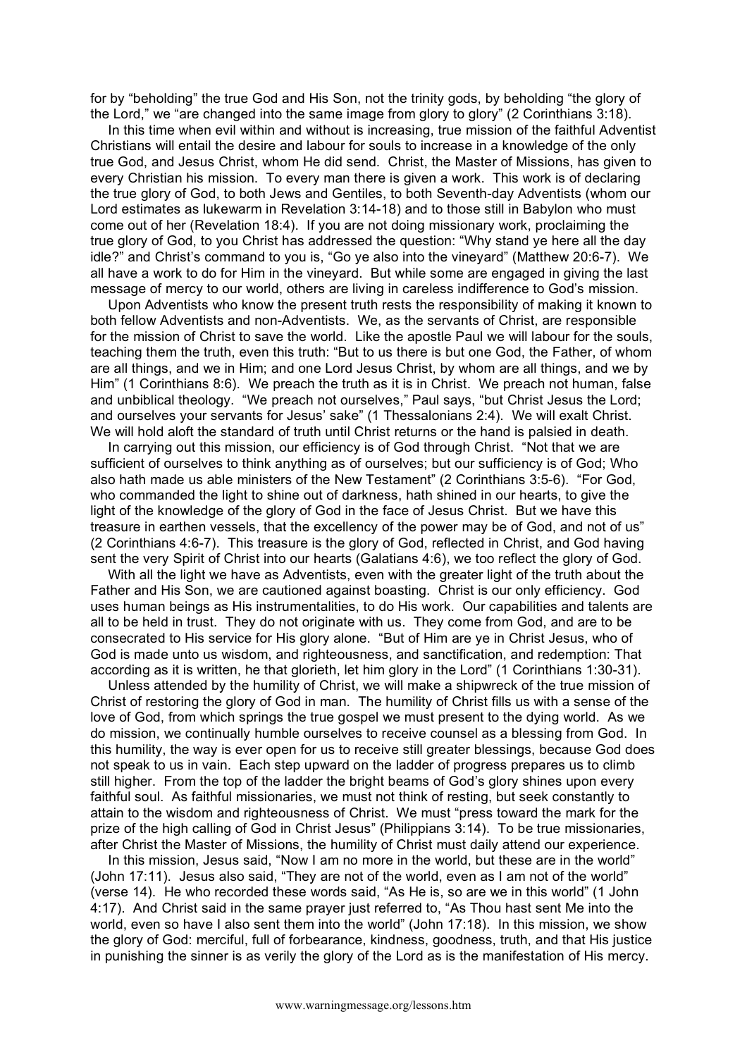for by "beholding" the true God and His Son, not the trinity gods, by beholding "the glory of the Lord," we "are changed into the same image from glory to glory" (2 Corinthians 3:18).

In this time when evil within and without is increasing, true mission of the faithful Adventist Christians will entail the desire and labour for souls to increase in a knowledge of the only true God, and Jesus Christ, whom He did send. Christ, the Master of Missions, has given to every Christian his mission. To every man there is given a work. This work is of declaring the true glory of God, to both Jews and Gentiles, to both Seventh-day Adventists (whom our Lord estimates as lukewarm in Revelation 3:14-18) and to those still in Babylon who must come out of her (Revelation 18:4). If you are not doing missionary work, proclaiming the true glory of God, to you Christ has addressed the question: "Why stand ye here all the day idle?" and Christ's command to you is, "Go ye also into the vineyard" (Matthew 20:6-7). We all have a work to do for Him in the vineyard. But while some are engaged in giving the last message of mercy to our world, others are living in careless indifference to God's mission.

Upon Adventists who know the present truth rests the responsibility of making it known to both fellow Adventists and non-Adventists. We, as the servants of Christ, are responsible for the mission of Christ to save the world. Like the apostle Paul we will labour for the souls, teaching them the truth, even this truth: "But to us there is but one God, the Father, of whom are all things, and we in Him; and one Lord Jesus Christ, by whom are all things, and we by Him" (1 Corinthians 8:6). We preach the truth as it is in Christ. We preach not human, false and unbiblical theology. "We preach not ourselves," Paul says, "but Christ Jesus the Lord; and ourselves your servants for Jesus' sake" (1 Thessalonians 2:4). We will exalt Christ. We will hold aloft the standard of truth until Christ returns or the hand is palsied in death.

In carrying out this mission, our efficiency is of God through Christ. "Not that we are sufficient of ourselves to think anything as of ourselves; but our sufficiency is of God; Who also hath made us able ministers of the New Testament" (2 Corinthians 3:5-6). "For God, who commanded the light to shine out of darkness, hath shined in our hearts, to give the light of the knowledge of the glory of God in the face of Jesus Christ. But we have this treasure in earthen vessels, that the excellency of the power may be of God, and not of us" (2 Corinthians 4:6-7). This treasure is the glory of God, reflected in Christ, and God having sent the very Spirit of Christ into our hearts (Galatians 4:6), we too reflect the glory of God.

With all the light we have as Adventists, even with the greater light of the truth about the Father and His Son, we are cautioned against boasting. Christ is our only efficiency. God uses human beings as His instrumentalities, to do His work. Our capabilities and talents are all to be held in trust. They do not originate with us. They come from God, and are to be consecrated to His service for His glory alone. "But of Him are ye in Christ Jesus, who of God is made unto us wisdom, and righteousness, and sanctification, and redemption: That according as it is written, he that glorieth, let him glory in the Lord" (1 Corinthians 1:30-31).

Unless attended by the humility of Christ, we will make a shipwreck of the true mission of Christ of restoring the glory of God in man. The humility of Christ fills us with a sense of the love of God, from which springs the true gospel we must present to the dying world. As we do mission, we continually humble ourselves to receive counsel as a blessing from God. In this humility, the way is ever open for us to receive still greater blessings, because God does not speak to us in vain. Each step upward on the ladder of progress prepares us to climb still higher. From the top of the ladder the bright beams of God's glory shines upon every faithful soul. As faithful missionaries, we must not think of resting, but seek constantly to attain to the wisdom and righteousness of Christ. We must "press toward the mark for the prize of the high calling of God in Christ Jesus" (Philippians 3:14). To be true missionaries, after Christ the Master of Missions, the humility of Christ must daily attend our experience.

In this mission, Jesus said, "Now I am no more in the world, but these are in the world" (John 17:11). Jesus also said, "They are not of the world, even as I am not of the world" (verse 14). He who recorded these words said, "As He is, so are we in this world" (1 John 4:17). And Christ said in the same prayer just referred to, "As Thou hast sent Me into the world, even so have I also sent them into the world" (John 17:18). In this mission, we show the glory of God: merciful, full of forbearance, kindness, goodness, truth, and that His justice in punishing the sinner is as verily the glory of the Lord as is the manifestation of His mercy.